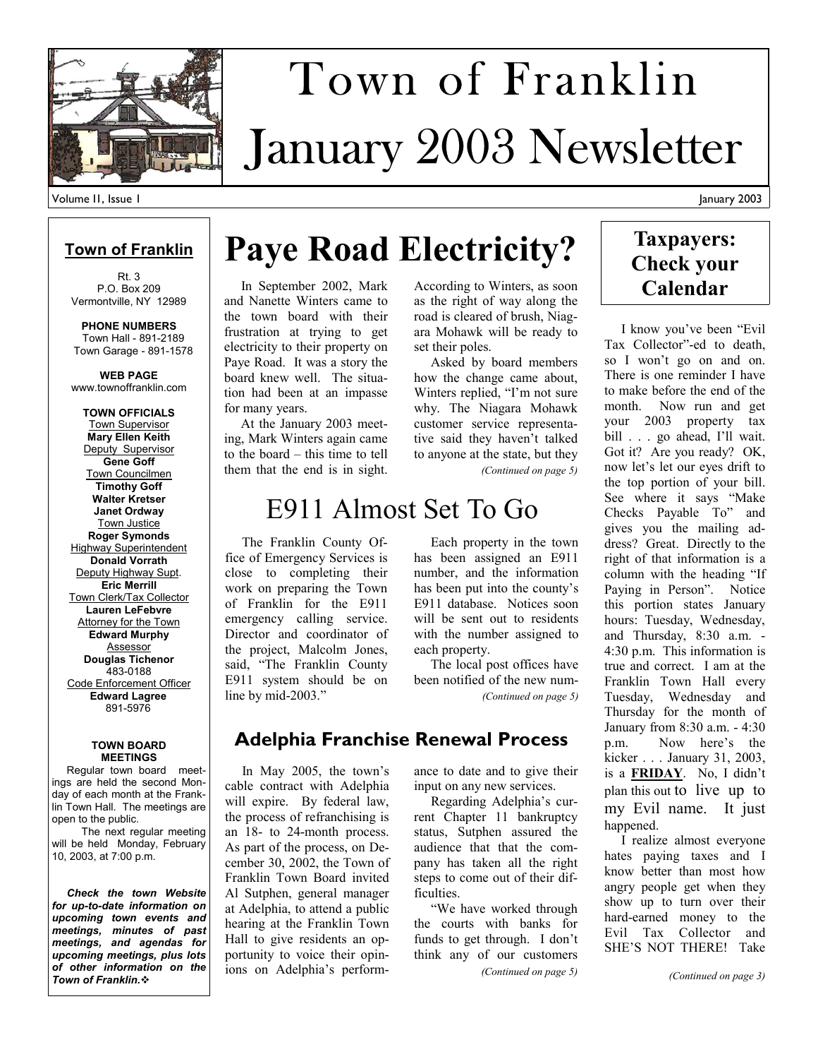# Town of Franklin January 2003 Newsletter

Volume II, Issue 1 — January 2003

## Town of Franklin

Rt. 3
P.O. Box 209
Vermontville, NY 12989

**PHONE NUMBERS**
Town Hall - 891-2189
Town Garage - 891-1578

**WEB PAGE**
www.townoffranklin.com

**TOWN OFFICIALS**

Town Supervisor
**Mary Ellen Keith**

Deputy Supervisor
**Gene Goff**

Town Councilmen
**Timothy Goff**
**Walter Kretser**
**Janet Ordway**

Town Justice
**Roger Symonds**

Highway Superintendent
**Donald Vorrath**

Deputy Highway Supt.
**Eric Merrill**

Town Clerk/Tax Collector
**Lauren LeFebvre**

Attorney for the Town
**Edward Murphy**

Assessor
**Douglas Tichenor**
483-0188

Code Enforcement Officer
**Edward Lagree**
891-5976

**TOWN BOARD MEETINGS**

Regular town board meetings are held the second Monday of each month at the Franklin Town Hall. The meetings are open to the public.

The next regular meeting will be held Monday, February 10, 2003, at 7:00 p.m.

***Check the town Website for up-to-date information on upcoming town events and meetings, minutes of past meetings, and agendas for upcoming meetings, plus lots of other information on the Town of Franklin.***

# Paye Road Electricity?

In September 2002, Mark and Nanette Winters came to the town board with their frustration at trying to get electricity to their property on Paye Road. It was a story the board knew well. The situation had been at an impasse for many years.

At the January 2003 meeting, Mark Winters again came to the board – this time to tell them that the end is in sight. According to Winters, as soon as the right of way along the road is cleared of brush, Niagara Mohawk will be ready to set their poles.

Asked by board members how the change came about, Winters replied, "I'm not sure why. The Niagara Mohawk customer service representative said they haven't talked to anyone at the state, but they

*(Continued on page 5)*

# E911 Almost Set To Go

The Franklin County Office of Emergency Services is close to completing their work on preparing the Town of Franklin for the E911 emergency calling service. Director and coordinator of the project, Malcolm Jones, said, "The Franklin County E911 system should be on line by mid-2003."

Each property in the town has been assigned an E911 number, and the information has been put into the county's E911 database. Notices soon will be sent out to residents with the number assigned to each property.

The local post offices have been notified of the new num-

*(Continued on page 5)*

## Adelphia Franchise Renewal Process

In May 2005, the town's cable contract with Adelphia will expire. By federal law, the process of refranchising is an 18- to 24-month process. As part of the process, on December 30, 2002, the Town of Franklin Town Board invited Al Sutphen, general manager at Adelphia, to attend a public hearing at the Franklin Town Hall to give residents an opportunity to voice their opinions on Adelphia's performance to date and to give their input on any new services.

Regarding Adelphia's current Chapter 11 bankruptcy status, Sutphen assured the audience that that the company has taken all the right steps to come out of their difficulties.

"We have worked through the courts with banks for funds to get through. I don't think any of our customers

*(Continued on page 5)*

## Taxpayers: Check your Calendar

I know you've been "Evil Tax Collector"-ed to death, so I won't go on and on. There is one reminder I have to make before the end of the month. Now run and get your 2003 property tax bill . . . go ahead, I'll wait. Got it? Are you ready? OK, now let's let our eyes drift to the top portion of your bill. See where it says "Make Checks Payable To" and gives you the mailing address? Great. Directly to the right of that information is a column with the heading "If Paying in Person". Notice this portion states January hours: Tuesday, Wednesday, and Thursday, 8:30 a.m. - 4:30 p.m. This information is true and correct. I am at the Franklin Town Hall every Tuesday, Wednesday and Thursday for the month of January from 8:30 a.m. - 4:30 p.m. Now here's the kicker . . . January 31, 2003, is a **FRIDAY**. No, I didn't plan this out to live up to my Evil name. It just happened.

I realize almost everyone hates paying taxes and I know better than most how angry people get when they show up to turn over their hard-earned money to the Evil Tax Collector and SHE'S NOT THERE! Take

*(Continued on page 3)*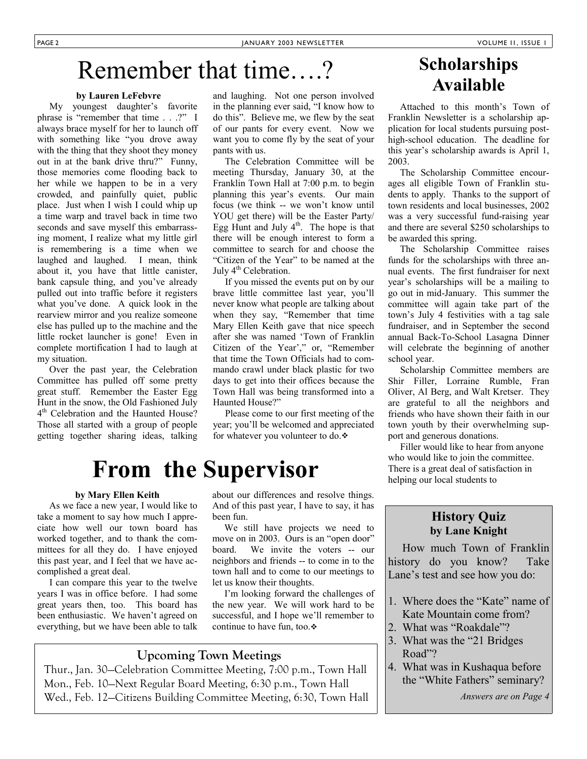# Remember that time….?

**by Lauren LeFebvre**

My youngest daughter's favorite phrase is "remember that time . . .?" I always brace myself for her to launch off with something like "you drove away with the thing that they shoot they money out in at the bank drive thru?" Funny, those memories come flooding back to her while we happen to be in a very crowded, and painfully quiet, public place. Just when I wish I could whip up a time warp and travel back in time two seconds and save myself this embarrassing moment, I realize what my little girl is remembering is a time when we laughed and laughed. I mean, think about it, you have that little canister, bank capsule thing, and you've already pulled out into traffic before it registers what you've done. A quick look in the rearview mirror and you realize someone else has pulled up to the machine and the little rocket launcher is gone! Even in complete mortification I had to laugh at my situation.

Over the past year, the Celebration Committee has pulled off some pretty great stuff. Remember the Easter Egg Hunt in the snow, the Old Fashioned July 4th Celebration and the Haunted House? Those all started with a group of people getting together sharing ideas, talking and laughing. Not one person involved in the planning ever said, "I know how to do this". Believe me, we flew by the seat of our pants for every event. Now we want you to come fly by the seat of your pants with us.

The Celebration Committee will be meeting Thursday, January 30, at the Franklin Town Hall at 7:00 p.m. to begin planning this year's events. Our main focus (we think -- we won't know until YOU get there) will be the Easter Party/ Egg Hunt and July 4th. The hope is that there will be enough interest to form a committee to search for and choose the "Citizen of the Year" to be named at the July 4th Celebration.

If you missed the events put on by our brave little committee last year, you'll never know what people are talking about when they say, "Remember that time Mary Ellen Keith gave that nice speech after she was named 'Town of Franklin Citizen of the Year'," or, "Remember that time the Town Officials had to commando crawl under black plastic for two days to get into their offices because the Town Hall was being transformed into a Haunted House?"

Please come to our first meeting of the year; you'll be welcomed and appreciated for whatever you volunteer to do.❖

# From the Supervisor

**by Mary Ellen Keith**

As we face a new year, I would like to take a moment to say how much I appreciate how well our town board has worked together, and to thank the committees for all they do. I have enjoyed this past year, and I feel that we have accomplished a great deal.

I can compare this year to the twelve years I was in office before. I had some great years then, too. This board has been enthusiastic. We haven't agreed on everything, but we have been able to talk about our differences and resolve things. And of this past year, I have to say, it has been fun.

We still have projects we need to move on in 2003. Ours is an "open door" board. We invite the voters -- our neighbors and friends -- to come in to the town hall and to come to our meetings to let us know their thoughts.

I'm looking forward the challenges of the new year. We will work hard to be successful, and I hope we'll remember to continue to have fun, too.❖

## Upcoming Town Meetings

Thur., Jan. 30—Celebration Committee Meeting, 7:00 p.m., Town Hall
Mon., Feb. 10—Next Regular Board Meeting, 6:30 p.m., Town Hall
Wed., Feb. 12—Citizens Building Committee Meeting, 6:30, Town Hall

# Scholarships Available

Attached to this month's Town of Franklin Newsletter is a scholarship application for local students pursuing post-high-school education. The deadline for this year's scholarship awards is April 1, 2003.

The Scholarship Committee encourages all eligible Town of Franklin students to apply. Thanks to the support of town residents and local businesses, 2002 was a very successful fund-raising year and there are several $250 scholarships to be awarded this spring.

The Scholarship Committee raises funds for the scholarships with three annual events. The first fundraiser for next year's scholarships will be a mailing to go out in mid-January. This summer the committee will again take part of the town's July 4 festivities with a tag sale fundraiser, and in September the second annual Back-To-School Lasagna Dinner will celebrate the beginning of another school year.

Scholarship Committee members are Shir Filler, Lorraine Rumble, Fran Oliver, Al Berg, and Walt Kretser. They are grateful to all the neighbors and friends who have shown their faith in our town youth by their overwhelming support and generous donations.

Filler would like to hear from anyone who would like to join the committee. There is a great deal of satisfaction in helping our local students to

## History Quiz
**by Lane Knight**

How much Town of Franklin history do you know? Take Lane's test and see how you do:

1. Where does the "Kate" name of Kate Mountain come from?
2. What was "Roakdale"?
3. What was the "21 Bridges Road"?
4. What was in Kushaqua before the "White Fathers" seminary?

*Answers are on Page 4*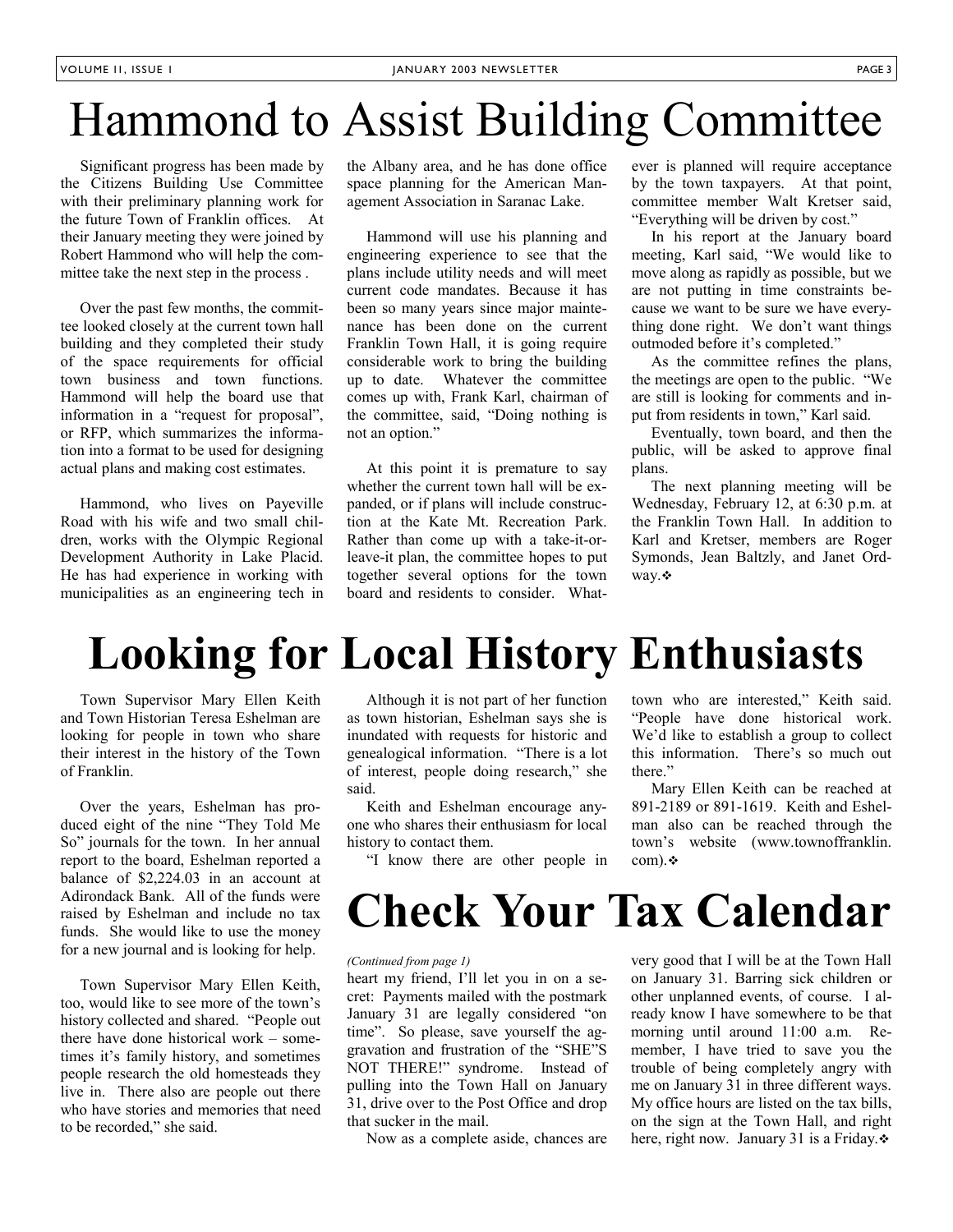# Hammond to Assist Building Committee

Significant progress has been made by the Citizens Building Use Committee with their preliminary planning work for the future Town of Franklin offices. At their January meeting they were joined by Robert Hammond who will help the committee take the next step in the process .

Over the past few months, the committee looked closely at the current town hall building and they completed their study of the space requirements for official town business and town functions. Hammond will help the board use that information in a "request for proposal", or RFP, which summarizes the information into a format to be used for designing actual plans and making cost estimates.

Hammond, who lives on Payeville Road with his wife and two small children, works with the Olympic Regional Development Authority in Lake Placid. He has had experience in working with municipalities as an engineering tech in the Albany area, and he has done office space planning for the American Management Association in Saranac Lake.

Hammond will use his planning and engineering experience to see that the plans include utility needs and will meet current code mandates. Because it has been so many years since major maintenance has been done on the current Franklin Town Hall, it is going require considerable work to bring the building up to date. Whatever the committee comes up with, Frank Karl, chairman of the committee, said, "Doing nothing is not an option."

At this point it is premature to say whether the current town hall will be expanded, or if plans will include construction at the Kate Mt. Recreation Park. Rather than come up with a take-it-or-leave-it plan, the committee hopes to put together several options for the town board and residents to consider. Whatever is planned will require acceptance by the town taxpayers. At that point, committee member Walt Kretser said, "Everything will be driven by cost."

In his report at the January board meeting, Karl said, "We would like to move along as rapidly as possible, but we are not putting in time constraints because we want to be sure we have everything done right. We don't want things outmoded before it's completed."

As the committee refines the plans, the meetings are open to the public. "We are still is looking for comments and input from residents in town," Karl said.

Eventually, town board, and then the public, will be asked to approve final plans.

The next planning meeting will be Wednesday, February 12, at 6:30 p.m. at the Franklin Town Hall. In addition to Karl and Kretser, members are Roger Symonds, Jean Baltzly, and Janet Ordway.❖

# Looking for Local History Enthusiasts

Town Supervisor Mary Ellen Keith and Town Historian Teresa Eshelman are looking for people in town who share their interest in the history of the Town of Franklin.

Over the years, Eshelman has produced eight of the nine "They Told Me So" journals for the town. In her annual report to the board, Eshelman reported a balance of $2,224.03 in an account at Adirondack Bank. All of the funds were raised by Eshelman and include no tax funds. She would like to use the money for a new journal and is looking for help.

Town Supervisor Mary Ellen Keith, too, would like to see more of the town's history collected and shared. "People out there have done historical work – sometimes it's family history, and sometimes people research the old homesteads they live in. There also are people out there who have stories and memories that need to be recorded," she said.

Although it is not part of her function as town historian, Eshelman says she is inundated with requests for historic and genealogical information. "There is a lot of interest, people doing research," she said.

Keith and Eshelman encourage anyone who shares their enthusiasm for local history to contact them.

"I know there are other people in town who are interested," Keith said. "People have done historical work. We'd like to establish a group to collect this information. There's so much out there."

Mary Ellen Keith can be reached at 891-2189 or 891-1619. Keith and Eshelman also can be reached through the town's website (www.townoffranklin.com).❖

# Check Your Tax Calendar

*(Continued from page 1)*

heart my friend, I'll let you in on a secret: Payments mailed with the postmark January 31 are legally considered "on time". So please, save yourself the aggravation and frustration of the "SHE"S NOT THERE!" syndrome. Instead of pulling into the Town Hall on January 31, drive over to the Post Office and drop that sucker in the mail.

Now as a complete aside, chances are very good that I will be at the Town Hall on January 31. Barring sick children or other unplanned events, of course. I already know I have somewhere to be that morning until around 11:00 a.m. Remember, I have tried to save you the trouble of being completely angry with me on January 31 in three different ways. My office hours are listed on the tax bills, on the sign at the Town Hall, and right here, right now. January 31 is a Friday.❖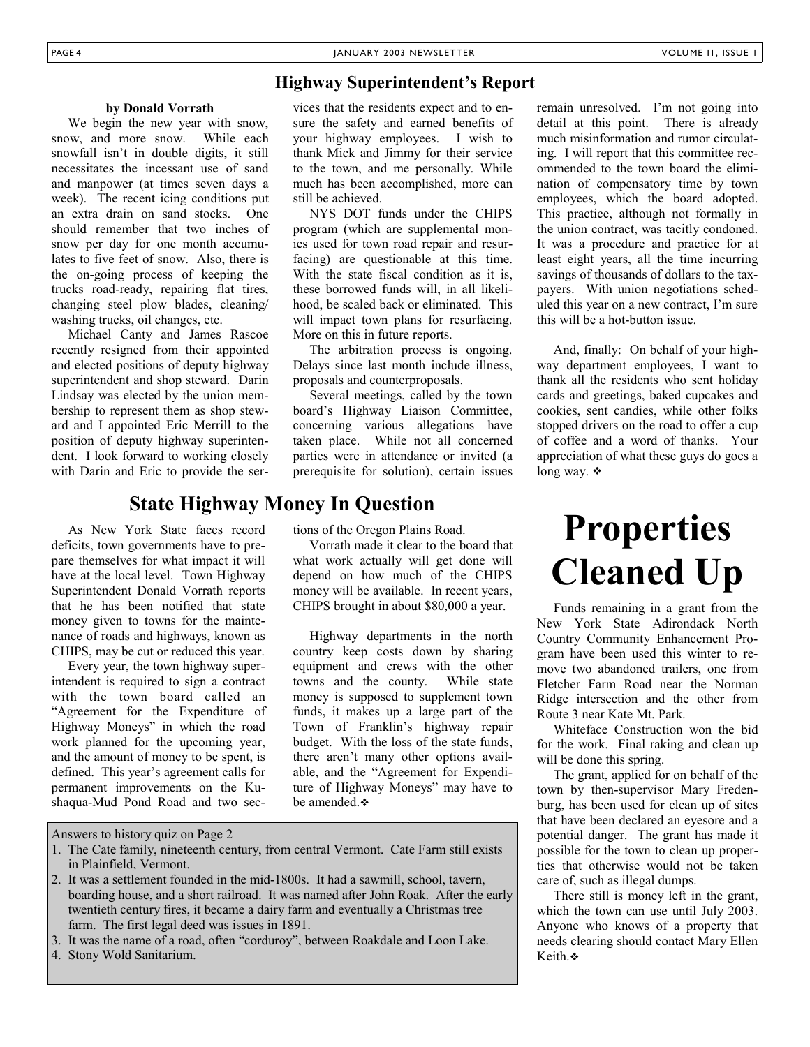## Highway Superintendent's Report

**by Donald Vorrath**

We begin the new year with snow, snow, and more snow. While each snowfall isn't in double digits, it still necessitates the incessant use of sand and manpower (at times seven days a week). The recent icing conditions put an extra drain on sand stocks. One should remember that two inches of snow per day for one month accumulates to five feet of snow. Also, there is the on-going process of keeping the trucks road-ready, repairing flat tires, changing steel plow blades, cleaning/washing trucks, oil changes, etc.

Michael Canty and James Rascoe recently resigned from their appointed and elected positions of deputy highway superintendent and shop steward. Darin Lindsay was elected by the union membership to represent them as shop steward and I appointed Eric Merrill to the position of deputy highway superintendent. I look forward to working closely with Darin and Eric to provide the services that the residents expect and to ensure the safety and earned benefits of your highway employees. I wish to thank Mick and Jimmy for their service to the town, and me personally. While much has been accomplished, more can still be achieved.

NYS DOT funds under the CHIPS program (which are supplemental monies used for town road repair and resurfacing) are questionable at this time. With the state fiscal condition as it is, these borrowed funds will, in all likelihood, be scaled back or eliminated. This will impact town plans for resurfacing. More on this in future reports.

The arbitration process is ongoing. Delays since last month include illness, proposals and counterproposals.

Several meetings, called by the town board's Highway Liaison Committee, concerning various allegations have taken place. While not all concerned parties were in attendance or invited (a prerequisite for solution), certain issues remain unresolved. I'm not going into detail at this point. There is already much misinformation and rumor circulating. I will report that this committee recommended to the town board the elimination of compensatory time by town employees, which the board adopted. This practice, although not formally in the union contract, was tacitly condoned. It was a procedure and practice for at least eight years, all the time incurring savings of thousands of dollars to the taxpayers. With union negotiations scheduled this year on a new contract, I'm sure this will be a hot-button issue.

And, finally: On behalf of your highway department employees, I want to thank all the residents who sent holiday cards and greetings, baked cupcakes and cookies, sent candies, while other folks stopped drivers on the road to offer a cup of coffee and a word of thanks. Your appreciation of what these guys do goes a long way. ❖

## State Highway Money In Question

As New York State faces record deficits, town governments have to prepare themselves for what impact it will have at the local level. Town Highway Superintendent Donald Vorrath reports that he has been notified that state money given to towns for the maintenance of roads and highways, known as CHIPS, may be cut or reduced this year.

Every year, the town highway superintendent is required to sign a contract with the town board called an "Agreement for the Expenditure of Highway Moneys" in which the road work planned for the upcoming year, and the amount of money to be spent, is defined. This year's agreement calls for permanent improvements on the Kushaqua-Mud Pond Road and two sections of the Oregon Plains Road.

Vorrath made it clear to the board that what work actually will get done will depend on how much of the CHIPS money will be available. In recent years, CHIPS brought in about $80,000 a year.

Highway departments in the north country keep costs down by sharing equipment and crews with the other towns and the county. While state money is supposed to supplement town funds, it makes up a large part of the Town of Franklin's highway repair budget. With the loss of the state funds, there aren't many other options available, and the "Agreement for Expenditure of Highway Moneys" may have to be amended. ❖

Answers to history quiz on Page 2

1. The Cate family, nineteenth century, from central Vermont. Cate Farm still exists in Plainfield, Vermont.
2. It was a settlement founded in the mid-1800s. It had a sawmill, school, tavern, boarding house, and a short railroad. It was named after John Roak. After the early twentieth century fires, it became a dairy farm and eventually a Christmas tree farm. The first legal deed was issues in 1891.
3. It was the name of a road, often "corduroy", between Roakdale and Loon Lake.
4. Stony Wold Sanitarium.

# Properties Cleaned Up

Funds remaining in a grant from the New York State Adirondack North Country Community Enhancement Program have been used this winter to remove two abandoned trailers, one from Fletcher Farm Road near the Norman Ridge intersection and the other from Route 3 near Kate Mt. Park.

Whiteface Construction won the bid for the work. Final raking and clean up will be done this spring.

The grant, applied for on behalf of the town by then-supervisor Mary Fredenburg, has been used for clean up of sites that have been declared an eyesore and a potential danger. The grant has made it possible for the town to clean up properties that otherwise would not be taken care of, such as illegal dumps.

There still is money left in the grant, which the town can use until July 2003. Anyone who knows of a property that needs clearing should contact Mary Ellen Keith. ❖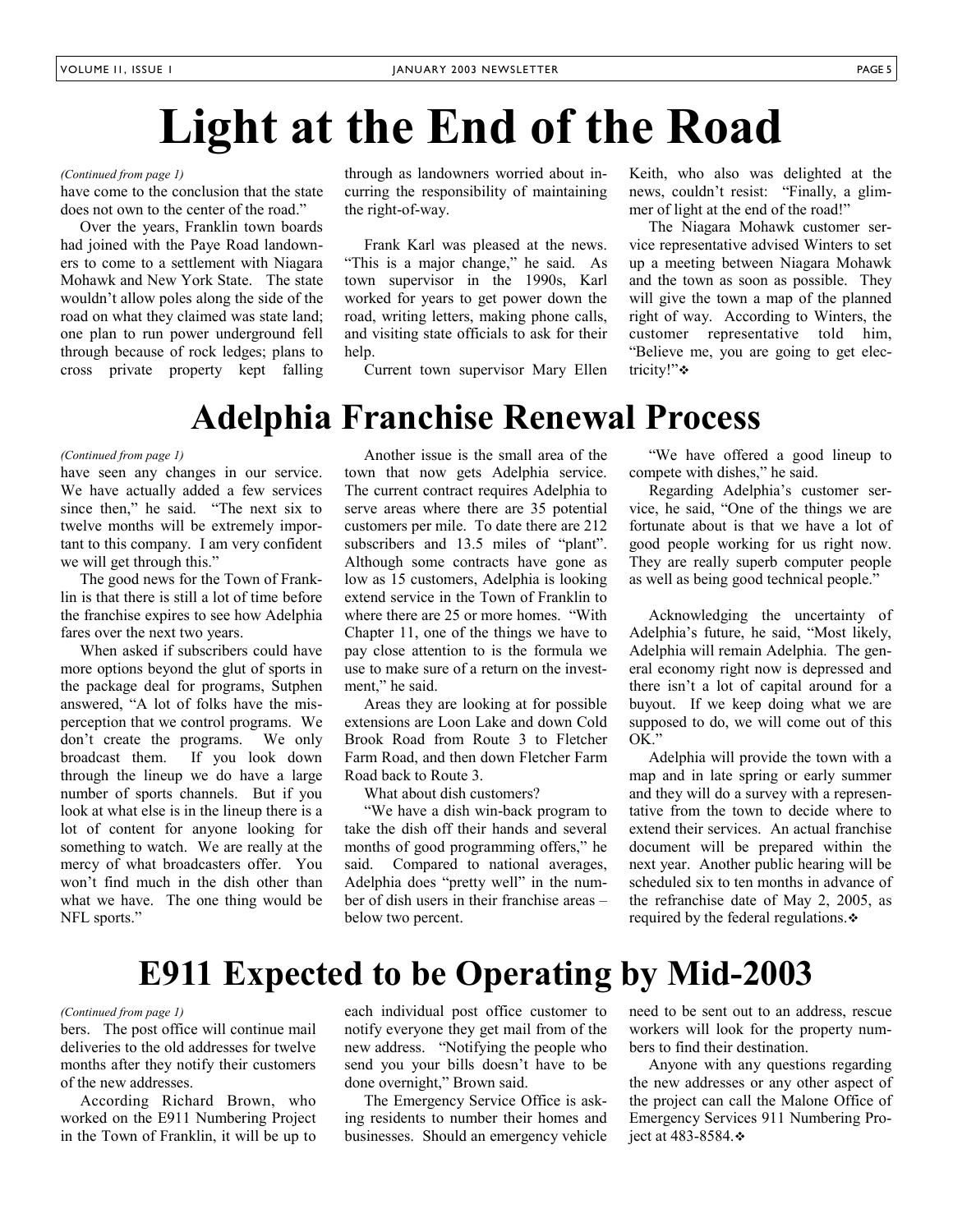# Light at the End of the Road

*(Continued from page 1)*

have come to the conclusion that the state does not own to the center of the road."

Over the years, Franklin town boards had joined with the Paye Road landowners to come to a settlement with Niagara Mohawk and New York State. The state wouldn't allow poles along the side of the road on what they claimed was state land; one plan to run power underground fell through because of rock ledges; plans to cross private property kept falling through as landowners worried about incurring the responsibility of maintaining the right-of-way.

Frank Karl was pleased at the news. "This is a major change," he said. As town supervisor in the 1990s, Karl worked for years to get power down the road, writing letters, making phone calls, and visiting state officials to ask for their help.

Current town supervisor Mary Ellen Keith, who also was delighted at the news, couldn't resist: "Finally, a glimmer of light at the end of the road!"

The Niagara Mohawk customer service representative advised Winters to set up a meeting between Niagara Mohawk and the town as soon as possible. They will give the town a map of the planned right of way. According to Winters, the customer representative told him, "Believe me, you are going to get electricity!"❖

# Adelphia Franchise Renewal Process

*(Continued from page 1)*

have seen any changes in our service. We have actually added a few services since then," he said. "The next six to twelve months will be extremely important to this company. I am very confident we will get through this."

The good news for the Town of Franklin is that there is still a lot of time before the franchise expires to see how Adelphia fares over the next two years.

When asked if subscribers could have more options beyond the glut of sports in the package deal for programs, Sutphen answered, "A lot of folks have the misperception that we control programs. We don't create the programs. We only broadcast them. If you look down through the lineup we do have a large number of sports channels. But if you look at what else is in the lineup there is a lot of content for anyone looking for something to watch. We are really at the mercy of what broadcasters offer. You won't find much in the dish other than what we have. The one thing would be NFL sports."

Another issue is the small area of the town that now gets Adelphia service. The current contract requires Adelphia to serve areas where there are 35 potential customers per mile. To date there are 212 subscribers and 13.5 miles of "plant". Although some contracts have gone as low as 15 customers, Adelphia is looking extend service in the Town of Franklin to where there are 25 or more homes. "With Chapter 11, one of the things we have to pay close attention to is the formula we use to make sure of a return on the investment," he said.

Areas they are looking at for possible extensions are Loon Lake and down Cold Brook Road from Route 3 to Fletcher Farm Road, and then down Fletcher Farm Road back to Route 3.

What about dish customers?

"We have a dish win-back program to take the dish off their hands and several months of good programming offers," he said. Compared to national averages, Adelphia does "pretty well" in the number of dish users in their franchise areas – below two percent.

"We have offered a good lineup to compete with dishes," he said.

Regarding Adelphia's customer service, he said, "One of the things we are fortunate about is that we have a lot of good people working for us right now. They are really superb computer people as well as being good technical people."

Acknowledging the uncertainty of Adelphia's future, he said, "Most likely, Adelphia will remain Adelphia. The general economy right now is depressed and there isn't a lot of capital around for a buyout. If we keep doing what we are supposed to do, we will come out of this OK."

Adelphia will provide the town with a map and in late spring or early summer and they will do a survey with a representative from the town to decide where to extend their services. An actual franchise document will be prepared within the next year. Another public hearing will be scheduled six to ten months in advance of the refranchise date of May 2, 2005, as required by the federal regulations.❖

# E911 Expected to be Operating by Mid-2003

*(Continued from page 1)*

bers. The post office will continue mail deliveries to the old addresses for twelve months after they notify their customers of the new addresses.

According Richard Brown, who worked on the E911 Numbering Project in the Town of Franklin, it will be up to each individual post office customer to notify everyone they get mail from of the new address. "Notifying the people who send you your bills doesn't have to be done overnight," Brown said.

The Emergency Service Office is asking residents to number their homes and businesses. Should an emergency vehicle need to be sent out to an address, rescue workers will look for the property numbers to find their destination.

Anyone with any questions regarding the new addresses or any other aspect of the project can call the Malone Office of Emergency Services 911 Numbering Project at 483-8584.❖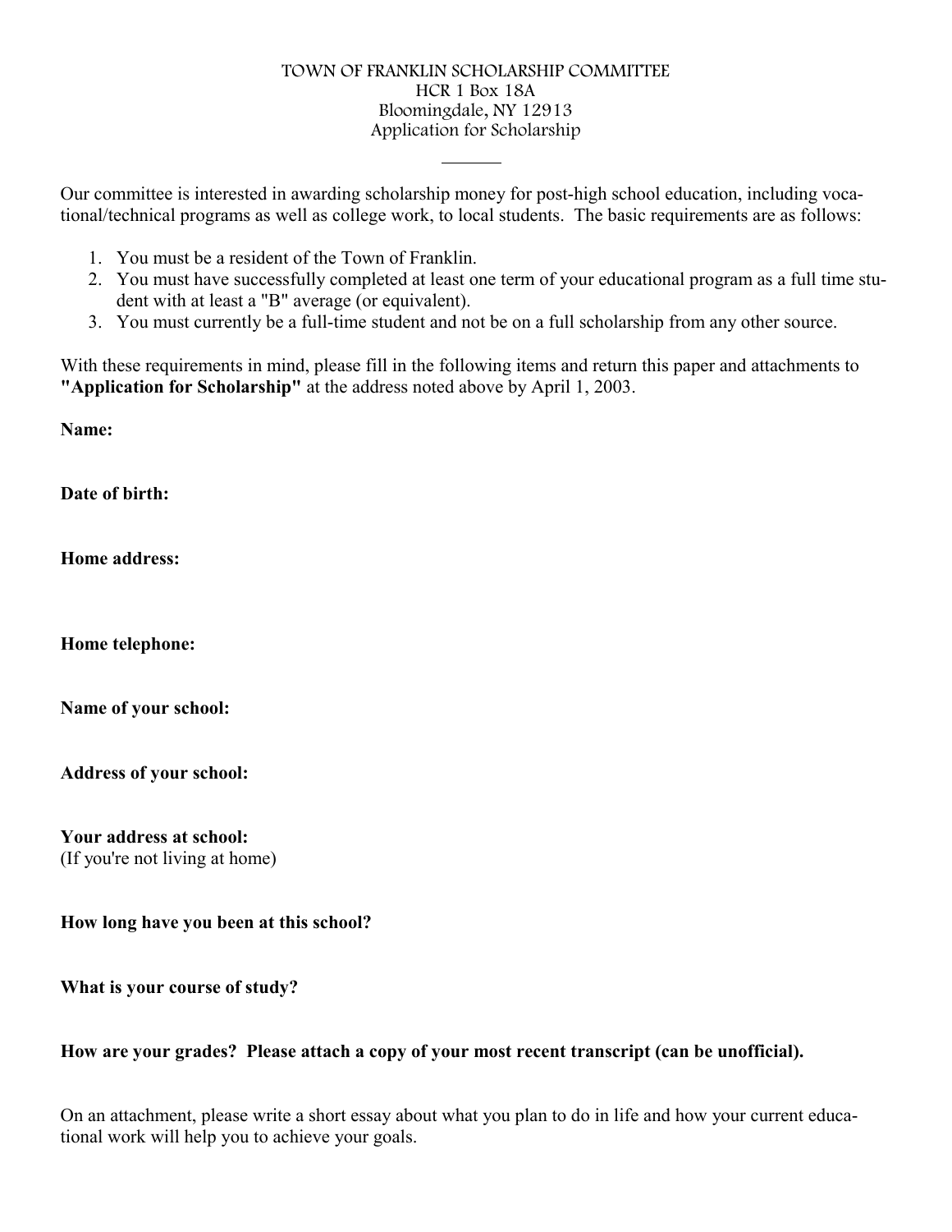TOWN OF FRANKLIN SCHOLARSHIP COMMITTEE
HCR 1 Box 18A
Bloomingdale, NY 12913
Application for Scholarship

---

Our committee is interested in awarding scholarship money for post-high school education, including vocational/technical programs as well as college work, to local students. The basic requirements are as follows:

1. You must be a resident of the Town of Franklin.
2. You must have successfully completed at least one term of your educational program as a full time student with at least a "B" average (or equivalent).
3. You must currently be a full-time student and not be on a full scholarship from any other source.

With these requirements in mind, please fill in the following items and return this paper and attachments to **"Application for Scholarship"** at the address noted above by April 1, 2003.

**Name:**

**Date of birth:**

**Home address:**

**Home telephone:**

**Name of your school:**

**Address of your school:**

**Your address at school:**
(If you're not living at home)

**How long have you been at this school?**

**What is your course of study?**

**How are your grades? Please attach a copy of your most recent transcript (can be unofficial).**

On an attachment, please write a short essay about what you plan to do in life and how your current educational work will help you to achieve your goals.